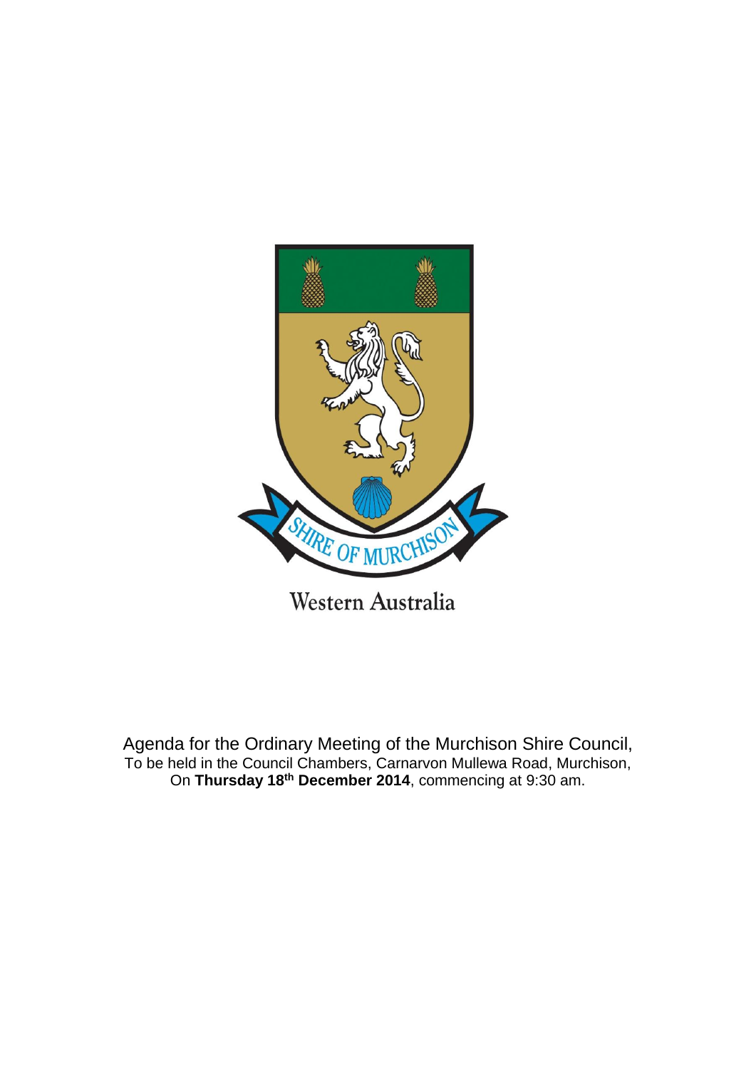SHIRE OF MURCHISON

Western Australia

Agenda for the Ordinary Meeting of the Murchison Shire Council,
To be held in the Council Chambers, Carnarvon Mullewa Road, Murchison,
On **Thursday 18th December 2014**, commencing at 9:30 am.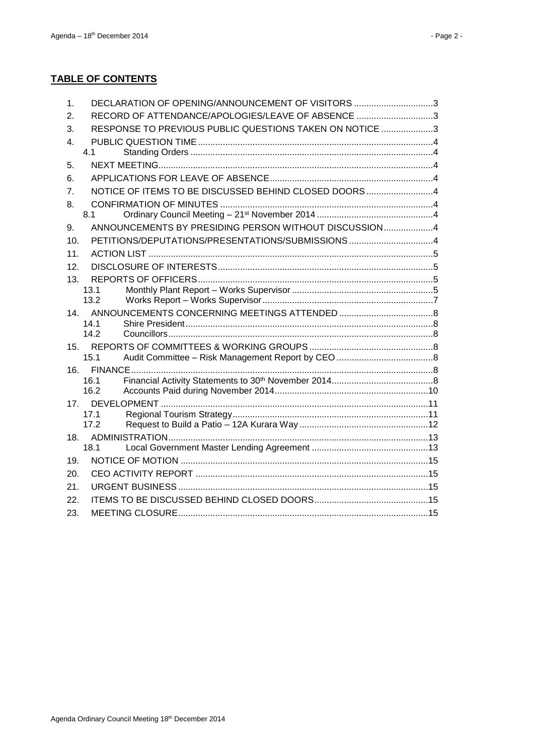## TABLE OF CONTENTS

1. DECLARATION OF OPENING/ANNOUNCEMENT OF VISITORS ................................3
2. RECORD OF ATTENDANCE/APOLOGIES/LEAVE OF ABSENCE ...............................3
3. RESPONSE TO PREVIOUS PUBLIC QUESTIONS TAKEN ON NOTICE .....................3
4. PUBLIC QUESTION TIME ..............................................................................................4
   - 4.1 Standing Orders .................................................................................................4
5. NEXT MEETING..............................................................................................................4
6. APPLICATIONS FOR LEAVE OF ABSENCE..................................................................4
7. NOTICE OF ITEMS TO BE DISCUSSED BEHIND CLOSED DOORS ...........................4
8. CONFIRMATION OF MINUTES .....................................................................................4
   - 8.1 Ordinary Council Meeting – 21st November 2014 ...............................................4
9. ANNOUNCEMENTS BY PRESIDING PERSON WITHOUT DISCUSSION....................4
10. PETITIONS/DEPUTATIONS/PRESENTATIONS/SUBMISSIONS ..................................4
11. ACTION LIST ..................................................................................................................5
12. DISCLOSURE OF INTERESTS......................................................................................5
13. REPORTS OF OFFICERS..............................................................................................5
    - 13.1 Monthly Plant Report – Works Supervisor .........................................................5
    - 13.2 Works Report – Works Supervisor.....................................................................7
14. ANNOUNCEMENTS CONCERNING MEETINGS ATTENDED ......................................8
    - 14.1 Shire President...................................................................................................8
    - 14.2 Councillors..........................................................................................................8
15. REPORTS OF COMMITTEES & WORKING GROUPS ..................................................8
    - 15.1 Audit Committee – Risk Management Report by CEO .......................................8
16. FINANCE.........................................................................................................................8
    - 16.1 Financial Activity Statements to 30th November 2014.........................................8
    - 16.2 Accounts Paid during November 2014.............................................................10
17. DEVELOPMENT ...........................................................................................................11
    - 17.1 Regional Tourism Strategy..............................................................................11
    - 17.2 Request to Build a Patio – 12A Kurara Way ....................................................12
18. ADMINISTRATION........................................................................................................13
    - 18.1 Local Government Master Lending Agreement ...............................................13
19. NOTICE OF MOTION ...................................................................................................15
20. CEO ACTIVITY REPORT .............................................................................................15
21. URGENT BUSINESS....................................................................................................15
22. ITEMS TO BE DISCUSSED BEHIND CLOSED DOORS..............................................15
23. MEETING CLOSURE....................................................................................................15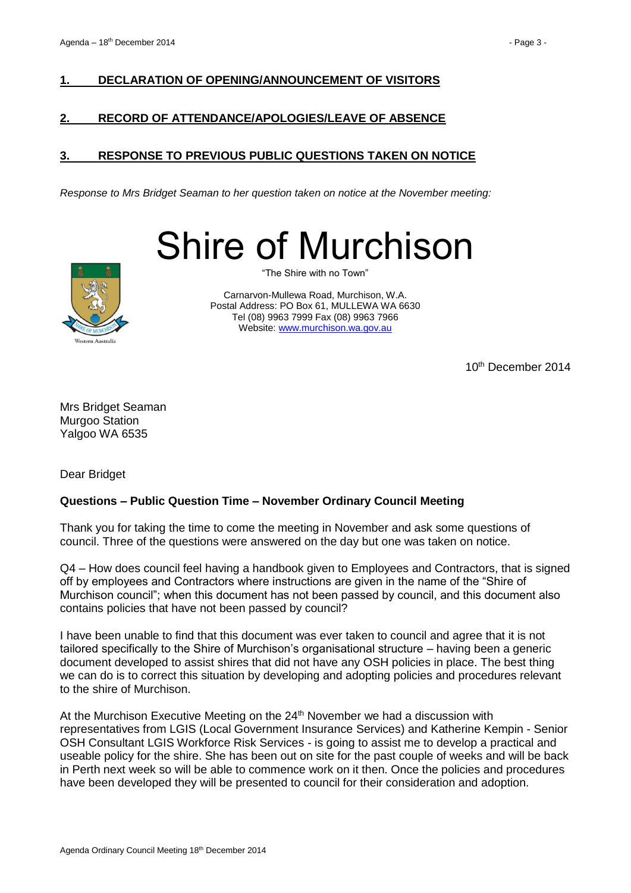## 1. DECLARATION OF OPENING/ANNOUNCEMENT OF VISITORS

## 2. RECORD OF ATTENDANCE/APOLOGIES/LEAVE OF ABSENCE

## 3. RESPONSE TO PREVIOUS PUBLIC QUESTIONS TAKEN ON NOTICE

*Response to Mrs Bridget Seaman to her question taken on notice at the November meeting:*

# Shire of Murchison

"The Shire with no Town"

Carnarvon-Mullewa Road, Murchison, W.A.
Postal Address: PO Box 61, MULLEWA WA 6630
Tel (08) 9963 7999 Fax (08) 9963 7966
Website: www.murchison.wa.gov.au

10th December 2014

Mrs Bridget Seaman
Murgoo Station
Yalgoo WA 6535

Dear Bridget

**Questions – Public Question Time – November Ordinary Council Meeting**

Thank you for taking the time to come the meeting in November and ask some questions of council. Three of the questions were answered on the day but one was taken on notice.

Q4 – How does council feel having a handbook given to Employees and Contractors, that is signed off by employees and Contractors where instructions are given in the name of the "Shire of Murchison council"; when this document has not been passed by council, and this document also contains policies that have not been passed by council?

I have been unable to find that this document was ever taken to council and agree that it is not tailored specifically to the Shire of Murchison's organisational structure – having been a generic document developed to assist shires that did not have any OSH policies in place. The best thing we can do is to correct this situation by developing and adopting policies and procedures relevant to the shire of Murchison.

At the Murchison Executive Meeting on the 24th November we had a discussion with representatives from LGIS (Local Government Insurance Services) and Katherine Kempin - Senior OSH Consultant LGIS Workforce Risk Services - is going to assist me to develop a practical and useable policy for the shire. She has been out on site for the past couple of weeks and will be back in Perth next week so will be able to commence work on it then. Once the policies and procedures have been developed they will be presented to council for their consideration and adoption.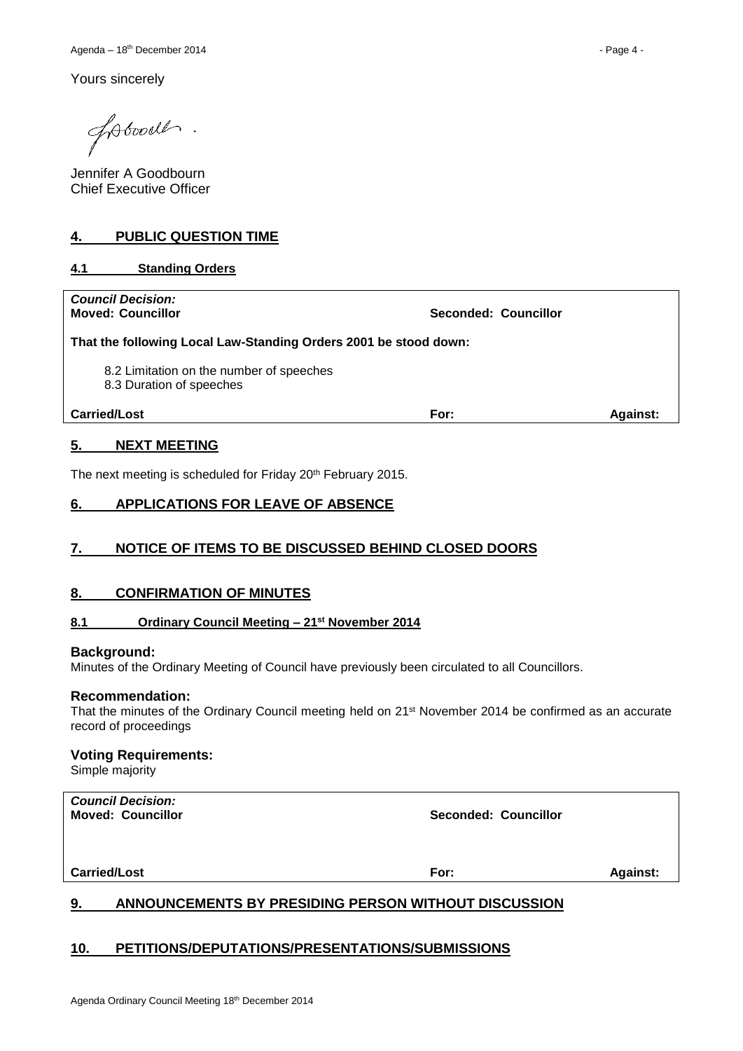Yours sincerely

Jennifer A Goodbourn
Chief Executive Officer

## 4. PUBLIC QUESTION TIME

### 4.1 Standing Orders

| *Council Decision:* | | |
|---|---|---|
| **Moved: Councillor** | **Seconded: Councillor** | |
| **That the following Local Law-Standing Orders 2001 be stood down:** | | |
| 8.2 Limitation on the number of speeches<br>8.3 Duration of speeches | | |
| **Carried/Lost** | **For:** | **Against:** |

## 5. NEXT MEETING

The next meeting is scheduled for Friday 20th February 2015.

## 6. APPLICATIONS FOR LEAVE OF ABSENCE

## 7. NOTICE OF ITEMS TO BE DISCUSSED BEHIND CLOSED DOORS

## 8. CONFIRMATION OF MINUTES

### 8.1 Ordinary Council Meeting – 21st November 2014

**Background:**
Minutes of the Ordinary Meeting of Council have previously been circulated to all Councillors.

**Recommendation:**
That the minutes of the Ordinary Council meeting held on 21st November 2014 be confirmed as an accurate record of proceedings

**Voting Requirements:**
Simple majority

| *Council Decision:* | | |
|---|---|---|
| **Moved: Councillor** | **Seconded: Councillor** | |
| **Carried/Lost** | **For:** | **Against:** |

## 9. ANNOUNCEMENTS BY PRESIDING PERSON WITHOUT DISCUSSION

## 10. PETITIONS/DEPUTATIONS/PRESENTATIONS/SUBMISSIONS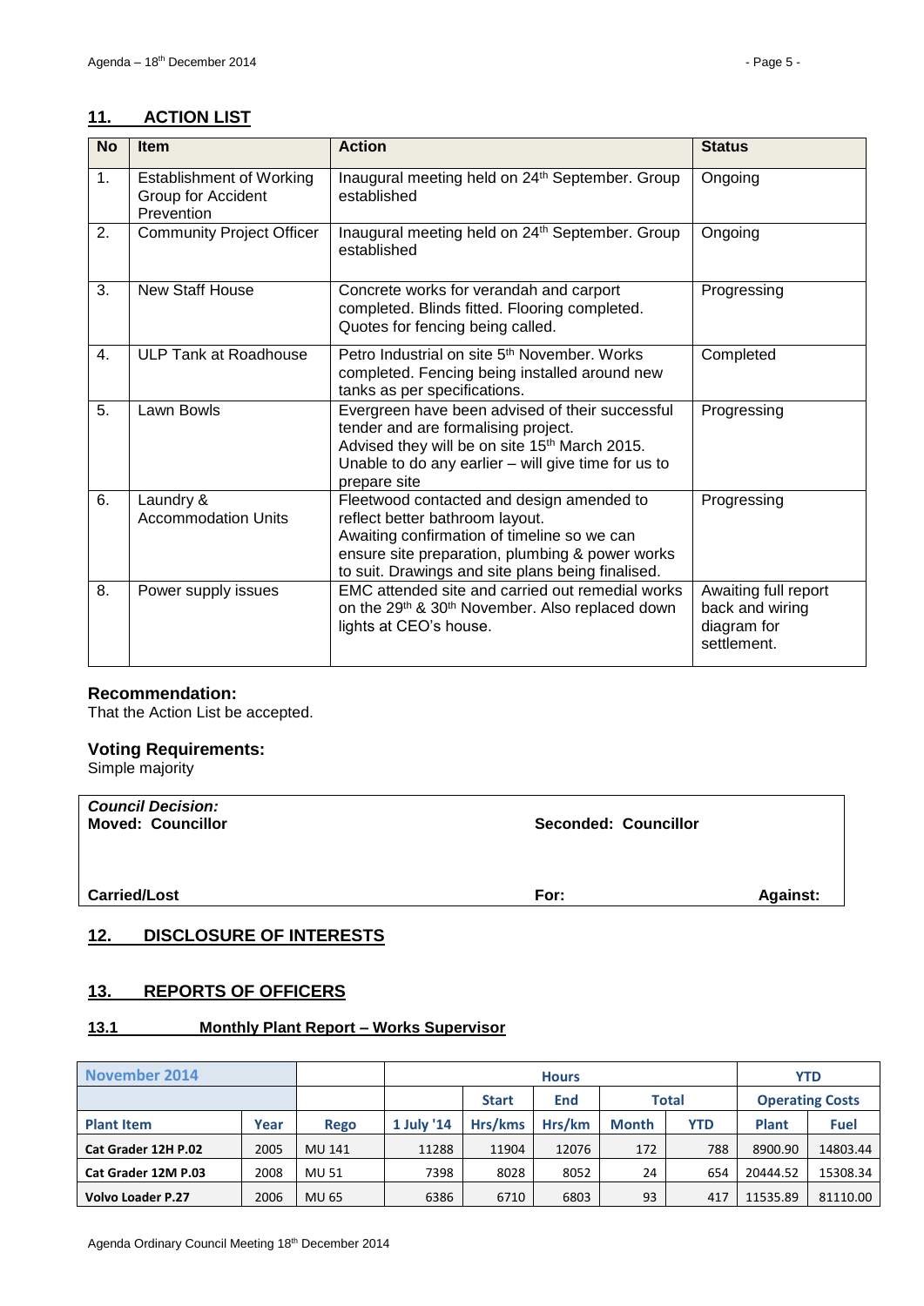## 11. ACTION LIST

| No | Item | Action | Status |
|---|---|---|---|
| 1. | Establishment of Working Group for Accident Prevention | Inaugural meeting held on 24th September. Group established | Ongoing |
| 2. | Community Project Officer | Inaugural meeting held on 24th September. Group established | Ongoing |
| 3. | New Staff House | Concrete works for verandah and carport completed. Blinds fitted. Flooring completed. Quotes for fencing being called. | Progressing |
| 4. | ULP Tank at Roadhouse | Petro Industrial on site 5th November. Works completed. Fencing being installed around new tanks as per specifications. | Completed |
| 5. | Lawn Bowls | Evergreen have been advised of their successful tender and are formalising project. Advised they will be on site 15th March 2015. Unable to do any earlier – will give time for us to prepare site | Progressing |
| 6. | Laundry & Accommodation Units | Fleetwood contacted and design amended to reflect better bathroom layout. Awaiting confirmation of timeline so we can ensure site preparation, plumbing & power works to suit. Drawings and site plans being finalised. | Progressing |
| 8. | Power supply issues | EMC attended site and carried out remedial works on the 29th & 30th November. Also replaced down lights at CEO's house. | Awaiting full report back and wiring diagram for settlement. |

**Recommendation:**
That the Action List be accepted.

**Voting Requirements:**
Simple majority

| ***Council Decision:*** **Moved: Councillor** | **Seconded: Councillor** | |
|---|---|---|
| **Carried/Lost** | **For:** | **Against:** |

## 12. DISCLOSURE OF INTERESTS

## 13. REPORTS OF OFFICERS

### 13.1 Monthly Plant Report – Works Supervisor

| November 2014 | | | Hours | | | | | YTD | |
|---|---|---|---|---|---|---|---|---|---|
| | | | | Start | End | Total | | Operating Costs | |
| Plant Item | Year | Rego | 1 July '14 | Hrs/kms | Hrs/km | Month | YTD | Plant | Fuel |
| Cat Grader 12H P.02 | 2005 | MU 141 | 11288 | 11904 | 12076 | 172 | 788 | 8900.90 | 14803.44 |
| Cat Grader 12M P.03 | 2008 | MU 51 | 7398 | 8028 | 8052 | 24 | 654 | 20444.52 | 15308.34 |
| Volvo Loader P.27 | 2006 | MU 65 | 6386 | 6710 | 6803 | 93 | 417 | 11535.89 | 81110.00 |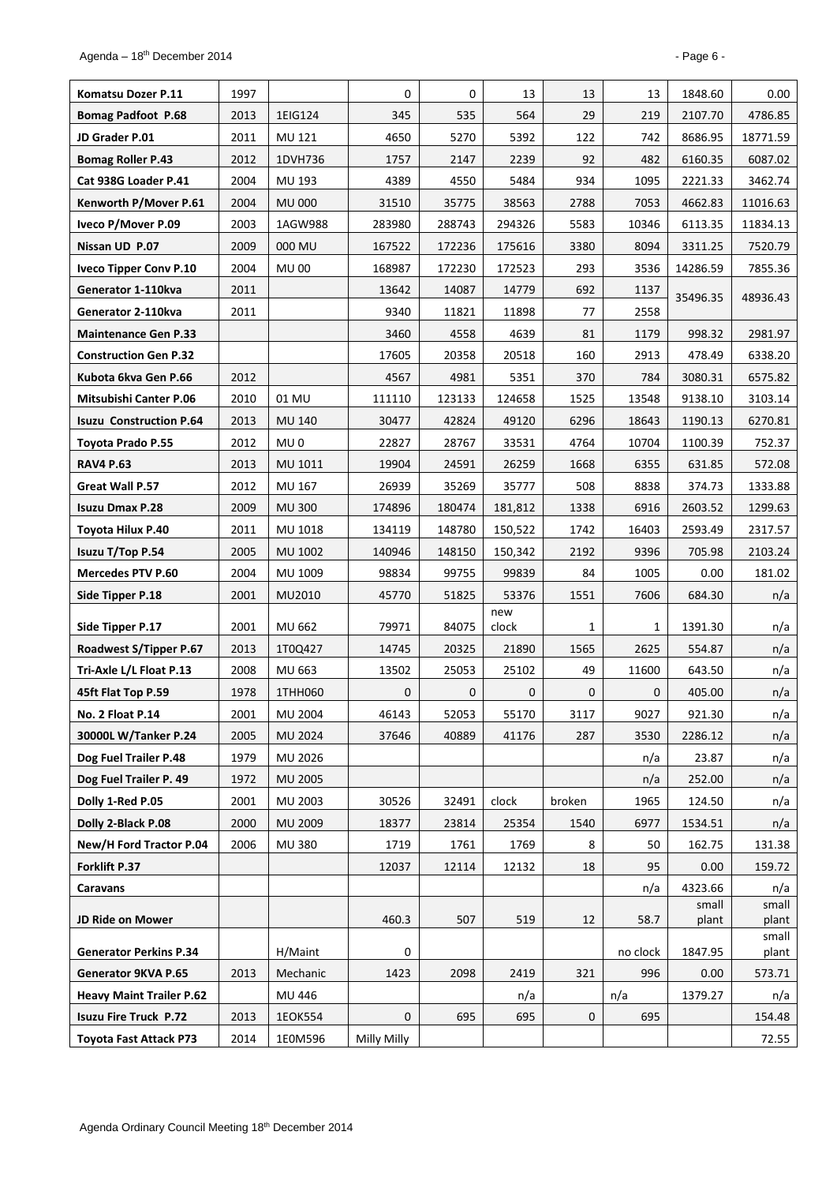| Komatsu Dozer P.11 | 1997 | | 0 | 0 | 13 | 13 | 13 | 1848.60 | 0.00 |
|---|---|---|---|---|---|---|---|---|---|
| **Bomag Padfoot P.68** | 2013 | 1EIG124 | 345 | 535 | 564 | 29 | 219 | 2107.70 | 4786.85 |
| **JD Grader P.01** | 2011 | MU 121 | 4650 | 5270 | 5392 | 122 | 742 | 8686.95 | 18771.59 |
| **Bomag Roller P.43** | 2012 | 1DVH736 | 1757 | 2147 | 2239 | 92 | 482 | 6160.35 | 6087.02 |
| **Cat 938G Loader P.41** | 2004 | MU 193 | 4389 | 4550 | 5484 | 934 | 1095 | 2221.33 | 3462.74 |
| **Kenworth P/Mover P.61** | 2004 | MU 000 | 31510 | 35775 | 38563 | 2788 | 7053 | 4662.83 | 11016.63 |
| **Iveco P/Mover P.09** | 2003 | 1AGW988 | 283980 | 288743 | 294326 | 5583 | 10346 | 6113.35 | 11834.13 |
| **Nissan UD P.07** | 2009 | 000 MU | 167522 | 172236 | 175616 | 3380 | 8094 | 3311.25 | 7520.79 |
| **Iveco Tipper Conv P.10** | 2004 | MU 00 | 168987 | 172230 | 172523 | 293 | 3536 | 14286.59 | 7855.36 |
| **Generator 1-110kva** | 2011 | | 13642 | 14087 | 14779 | 692 | 1137 | 35496.35 | 48936.43 |
| **Generator 2-110kva** | 2011 | | 9340 | 11821 | 11898 | 77 | 2558 | | |
| **Maintenance Gen P.33** | | | 3460 | 4558 | 4639 | 81 | 1179 | 998.32 | 2981.97 |
| **Construction Gen P.32** | | | 17605 | 20358 | 20518 | 160 | 2913 | 478.49 | 6338.20 |
| **Kubota 6kva Gen P.66** | 2012 | | 4567 | 4981 | 5351 | 370 | 784 | 3080.31 | 6575.82 |
| **Mitsubishi Canter P.06** | 2010 | 01 MU | 111110 | 123133 | 124658 | 1525 | 13548 | 9138.10 | 3103.14 |
| **Isuzu Construction P.64** | 2013 | MU 140 | 30477 | 42824 | 49120 | 6296 | 18643 | 1190.13 | 6270.81 |
| **Toyota Prado P.55** | 2012 | MU 0 | 22827 | 28767 | 33531 | 4764 | 10704 | 1100.39 | 752.37 |
| **RAV4 P.63** | 2013 | MU 1011 | 19904 | 24591 | 26259 | 1668 | 6355 | 631.85 | 572.08 |
| **Great Wall P.57** | 2012 | MU 167 | 26939 | 35269 | 35777 | 508 | 8838 | 374.73 | 1333.88 |
| **Isuzu Dmax P.28** | 2009 | MU 300 | 174896 | 180474 | 181,812 | 1338 | 6916 | 2603.52 | 1299.63 |
| **Toyota Hilux P.40** | 2011 | MU 1018 | 134119 | 148780 | 150,522 | 1742 | 16403 | 2593.49 | 2317.57 |
| **Isuzu T/Top P.54** | 2005 | MU 1002 | 140946 | 148150 | 150,342 | 2192 | 9396 | 705.98 | 2103.24 |
| **Mercedes PTV P.60** | 2004 | MU 1009 | 98834 | 99755 | 99839 | 84 | 1005 | 0.00 | 181.02 |
| **Side Tipper P.18** | 2001 | MU2010 | 45770 | 51825 | 53376 | 1551 | 7606 | 684.30 | n/a |
| **Side Tipper P.17** | 2001 | MU 662 | 79971 | 84075 | new clock | 1 | 1 | 1391.30 | n/a |
| **Roadwest S/Tipper P.67** | 2013 | 1T0Q427 | 14745 | 20325 | 21890 | 1565 | 2625 | 554.87 | n/a |
| **Tri-Axle L/L Float P.13** | 2008 | MU 663 | 13502 | 25053 | 25102 | 49 | 11600 | 643.50 | n/a |
| **45ft Flat Top P.59** | 1978 | 1THH060 | 0 | 0 | 0 | 0 | 0 | 405.00 | n/a |
| **No. 2 Float P.14** | 2001 | MU 2004 | 46143 | 52053 | 55170 | 3117 | 9027 | 921.30 | n/a |
| **30000L W/Tanker P.24** | 2005 | MU 2024 | 37646 | 40889 | 41176 | 287 | 3530 | 2286.12 | n/a |
| **Dog Fuel Trailer P.48** | 1979 | MU 2026 | | | | | n/a | 23.87 | n/a |
| **Dog Fuel Trailer P. 49** | 1972 | MU 2005 | | | | | n/a | 252.00 | n/a |
| **Dolly 1-Red P.05** | 2001 | MU 2003 | 30526 | 32491 | clock | broken | 1965 | 124.50 | n/a |
| **Dolly 2-Black P.08** | 2000 | MU 2009 | 18377 | 23814 | 25354 | 1540 | 6977 | 1534.51 | n/a |
| **New/H Ford Tractor P.04** | 2006 | MU 380 | 1719 | 1761 | 1769 | 8 | 50 | 162.75 | 131.38 |
| **Forklift P.37** | | | 12037 | 12114 | 12132 | 18 | 95 | 0.00 | 159.72 |
| **Caravans** | | | | | | | n/a | 4323.66 | n/a |
| **JD Ride on Mower** | | | 460.3 | 507 | 519 | 12 | 58.7 | small plant | small plant |
| **Generator Perkins P.34** | | H/Maint | 0 | | | | no clock | 1847.95 | small plant |
| **Generator 9KVA P.65** | 2013 | Mechanic | 1423 | 2098 | 2419 | 321 | 996 | 0.00 | 573.71 |
| **Heavy Maint Trailer P.62** | | MU 446 | | | n/a | | n/a | 1379.27 | n/a |
| **Isuzu Fire Truck P.72** | 2013 | 1EOK554 | 0 | 695 | 695 | 0 | 695 | | 154.48 |
| **Toyota Fast Attack P73** | 2014 | 1E0M596 | Milly Milly | | | | | | 72.55 |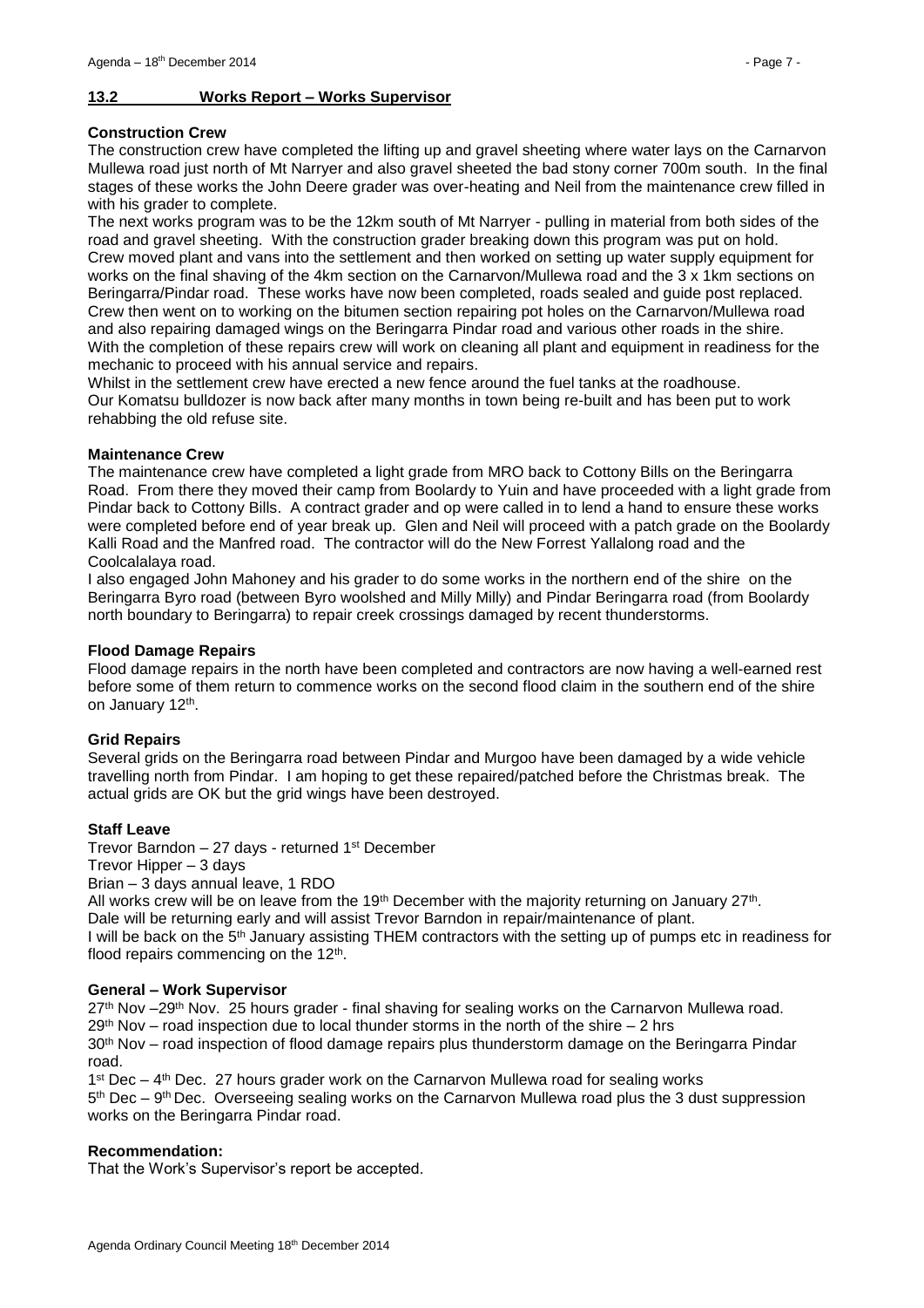## 13.2 Works Report – Works Supervisor

**Construction Crew**

The construction crew have completed the lifting up and gravel sheeting where water lays on the Carnarvon Mullewa road just north of Mt Narryer and also gravel sheeted the bad stony corner 700m south. In the final stages of these works the John Deere grader was over-heating and Neil from the maintenance crew filled in with his grader to complete.

The next works program was to be the 12km south of Mt Narryer - pulling in material from both sides of the road and gravel sheeting. With the construction grader breaking down this program was put on hold.

Crew moved plant and vans into the settlement and then worked on setting up water supply equipment for works on the final shaving of the 4km section on the Carnarvon/Mullewa road and the 3 x 1km sections on Beringarra/Pindar road. These works have now been completed, roads sealed and guide post replaced.

Crew then went on to working on the bitumen section repairing pot holes on the Carnarvon/Mullewa road and also repairing damaged wings on the Beringarra Pindar road and various other roads in the shire.

With the completion of these repairs crew will work on cleaning all plant and equipment in readiness for the mechanic to proceed with his annual service and repairs.

Whilst in the settlement crew have erected a new fence around the fuel tanks at the roadhouse.

Our Komatsu bulldozer is now back after many months in town being re-built and has been put to work rehabbing the old refuse site.

**Maintenance Crew**

The maintenance crew have completed a light grade from MRO back to Cottony Bills on the Beringarra Road. From there they moved their camp from Boolardy to Yuin and have proceeded with a light grade from Pindar back to Cottony Bills. A contract grader and op were called in to lend a hand to ensure these works were completed before end of year break up. Glen and Neil will proceed with a patch grade on the Boolardy Kalli Road and the Manfred road. The contractor will do the New Forrest Yallalong road and the Coolcalalaya road.

I also engaged John Mahoney and his grader to do some works in the northern end of the shire on the Beringarra Byro road (between Byro woolshed and Milly Milly) and Pindar Beringarra road (from Boolardy north boundary to Beringarra) to repair creek crossings damaged by recent thunderstorms.

**Flood Damage Repairs**

Flood damage repairs in the north have been completed and contractors are now having a well-earned rest before some of them return to commence works on the second flood claim in the southern end of the shire on January 12th.

**Grid Repairs**

Several grids on the Beringarra road between Pindar and Murgoo have been damaged by a wide vehicle travelling north from Pindar. I am hoping to get these repaired/patched before the Christmas break. The actual grids are OK but the grid wings have been destroyed.

**Staff Leave**

Trevor Barndon – 27 days - returned 1st December

Trevor Hipper – 3 days

Brian – 3 days annual leave, 1 RDO

All works crew will be on leave from the 19th December with the majority returning on January 27th.

Dale will be returning early and will assist Trevor Barndon in repair/maintenance of plant.

I will be back on the 5th January assisting THEM contractors with the setting up of pumps etc in readiness for flood repairs commencing on the 12th.

**General – Work Supervisor**

27th Nov –29th Nov. 25 hours grader - final shaving for sealing works on the Carnarvon Mullewa road.

29th Nov – road inspection due to local thunder storms in the north of the shire – 2 hrs

30th Nov – road inspection of flood damage repairs plus thunderstorm damage on the Beringarra Pindar road.

1st Dec – 4th Dec. 27 hours grader work on the Carnarvon Mullewa road for sealing works

5th Dec – 9th Dec. Overseeing sealing works on the Carnarvon Mullewa road plus the 3 dust suppression works on the Beringarra Pindar road.

**Recommendation:**

That the Work's Supervisor's report be accepted.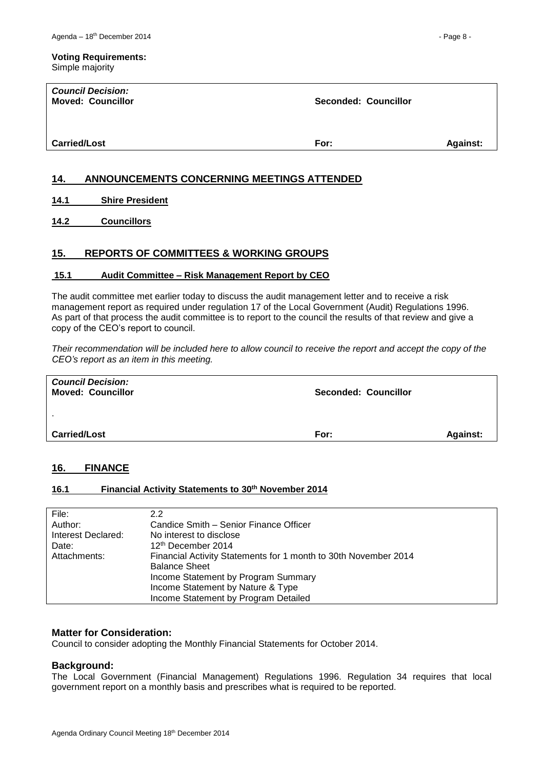**Voting Requirements:**
Simple majority

| *Council Decision:* | | |
|---|---|---|
| **Moved: Councillor** | **Seconded: Councillor** | |
| **Carried/Lost** | **For:** | **Against:** |

## 14. ANNOUNCEMENTS CONCERNING MEETINGS ATTENDED

### 14.1 Shire President

### 14.2 Councillors

## 15. REPORTS OF COMMITTEES & WORKING GROUPS

### 15.1 Audit Committee – Risk Management Report by CEO

The audit committee met earlier today to discuss the audit management letter and to receive a risk management report as required under regulation 17 of the Local Government (Audit) Regulations 1996. As part of that process the audit committee is to report to the council the results of that review and give a copy of the CEO's report to council.

*Their recommendation will be included here to allow council to receive the report and accept the copy of the CEO's report as an item in this meeting.*

| *Council Decision:* | | |
|---|---|---|
| **Moved: Councillor** | **Seconded: Councillor** | |
| . | | |
| **Carried/Lost** | **For:** | **Against:** |

## 16. FINANCE

### 16.1 Financial Activity Statements to 30th November 2014

| | |
|---|---|
| File: | 2.2 |
| Author: | Candice Smith – Senior Finance Officer |
| Interest Declared: | No interest to disclose |
| Date: | 12th December 2014 |
| Attachments: | Financial Activity Statements for 1 month to 30th November 2014<br>Balance Sheet<br>Income Statement by Program Summary<br>Income Statement by Nature & Type<br>Income Statement by Program Detailed |

### Matter for Consideration:

Council to consider adopting the Monthly Financial Statements for October 2014.

### Background:

The Local Government (Financial Management) Regulations 1996. Regulation 34 requires that local government report on a monthly basis and prescribes what is required to be reported.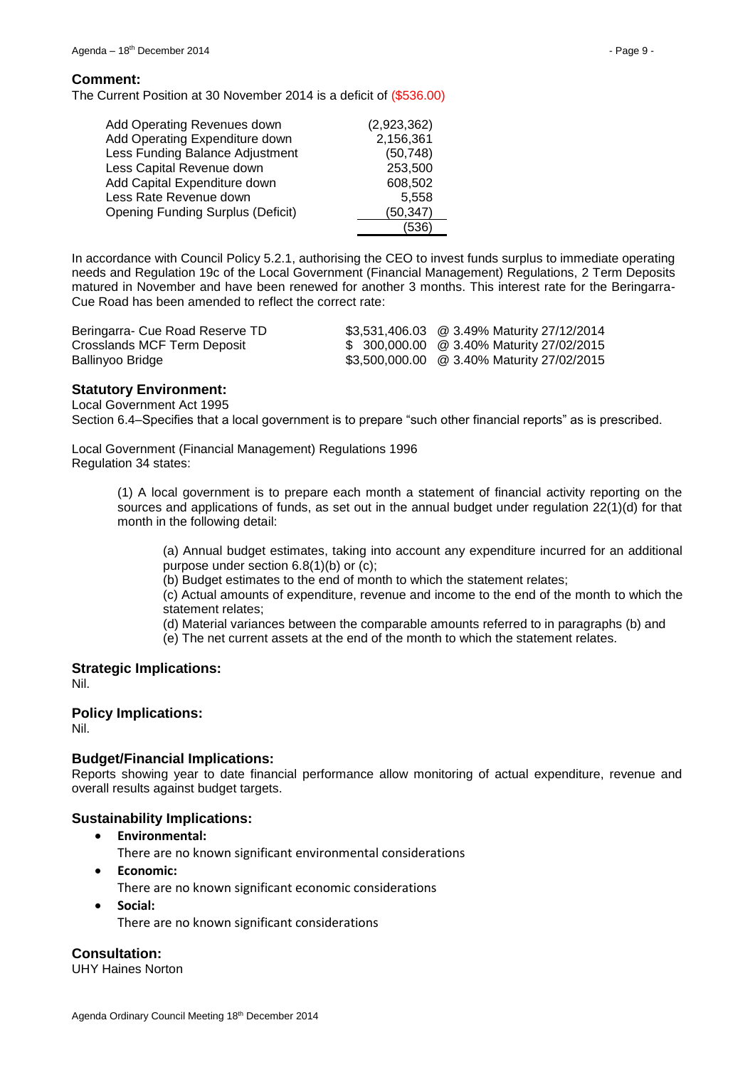## Comment:

The Current Position at 30 November 2014 is a deficit of ($536.00)

| | |
|---|---|
| Add Operating Revenues down | (2,923,362) |
| Add Operating Expenditure down | 2,156,361 |
| Less Funding Balance Adjustment | (50,748) |
| Less Capital Revenue down | 253,500 |
| Add Capital Expenditure down | 608,502 |
| Less Rate Revenue down | 5,558 |
| Opening Funding Surplus (Deficit) | (50,347) |
| | (536) |

In accordance with Council Policy 5.2.1, authorising the CEO to invest funds surplus to immediate operating needs and Regulation 19c of the Local Government (Financial Management) Regulations, 2 Term Deposits matured in November and have been renewed for another 3 months. This interest rate for the Beringarra-Cue Road has been amended to reflect the correct rate:

| | | |
|---|---|---|
| Beringarra- Cue Road Reserve TD | $3,531,406.03 | @ 3.49% Maturity 27/12/2014 |
| Crosslands MCF Term Deposit | $ 300,000.00 | @ 3.40% Maturity 27/02/2015 |
| Ballinyoo Bridge | $3,500,000.00 | @ 3.40% Maturity 27/02/2015 |

## Statutory Environment:

Local Government Act 1995
Section 6.4–Specifies that a local government is to prepare "such other financial reports" as is prescribed.

Local Government (Financial Management) Regulations 1996
Regulation 34 states:

> (1) A local government is to prepare each month a statement of financial activity reporting on the sources and applications of funds, as set out in the annual budget under regulation 22(1)(d) for that month in the following detail:
>
> > (a) Annual budget estimates, taking into account any expenditure incurred for an additional purpose under section 6.8(1)(b) or (c);
> > (b) Budget estimates to the end of month to which the statement relates;
> > (c) Actual amounts of expenditure, revenue and income to the end of the month to which the statement relates;
> > (d) Material variances between the comparable amounts referred to in paragraphs (b) and
> > (e) The net current assets at the end of the month to which the statement relates.

## Strategic Implications:

Nil.

## Policy Implications:

Nil.

## Budget/Financial Implications:

Reports showing year to date financial performance allow monitoring of actual expenditure, revenue and overall results against budget targets.

## Sustainability Implications:

- **Environmental:**
  There are no known significant environmental considerations
- **Economic:**
  There are no known significant economic considerations
- **Social:**
  There are no known significant considerations

## Consultation:

UHY Haines Norton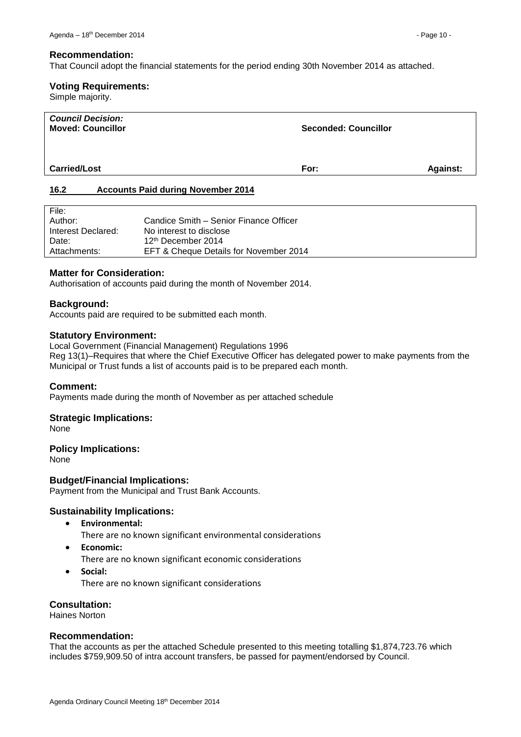### Recommendation:

That Council adopt the financial statements for the period ending 30th November 2014 as attached.

### Voting Requirements:

Simple majority.

| *Council Decision:* | | |
|---|---|---|
| **Moved: Councillor** | **Seconded: Councillor** | |
| | | |
| **Carried/Lost** | **For:** | **Against:** |

## 16.2 Accounts Paid during November 2014

| File: | |
|---|---|
| Author: | Candice Smith – Senior Finance Officer |
| Interest Declared: | No interest to disclose |
| Date: | 12th December 2014 |
| Attachments: | EFT & Cheque Details for November 2014 |

### Matter for Consideration:

Authorisation of accounts paid during the month of November 2014.

### Background:

Accounts paid are required to be submitted each month.

### Statutory Environment:

Local Government (Financial Management) Regulations 1996
Reg 13(1)–Requires that where the Chief Executive Officer has delegated power to make payments from the Municipal or Trust funds a list of accounts paid is to be prepared each month.

### Comment:

Payments made during the month of November as per attached schedule

### Strategic Implications:

None

### Policy Implications:

None

### Budget/Financial Implications:

Payment from the Municipal and Trust Bank Accounts.

### Sustainability Implications:

- **Environmental:**
  There are no known significant environmental considerations
- **Economic:**
  There are no known significant economic considerations
- **Social:**
  There are no known significant considerations

### Consultation:

Haines Norton

### Recommendation:

That the accounts as per the attached Schedule presented to this meeting totalling $1,874,723.76 which includes $759,909.50 of intra account transfers, be passed for payment/endorsed by Council.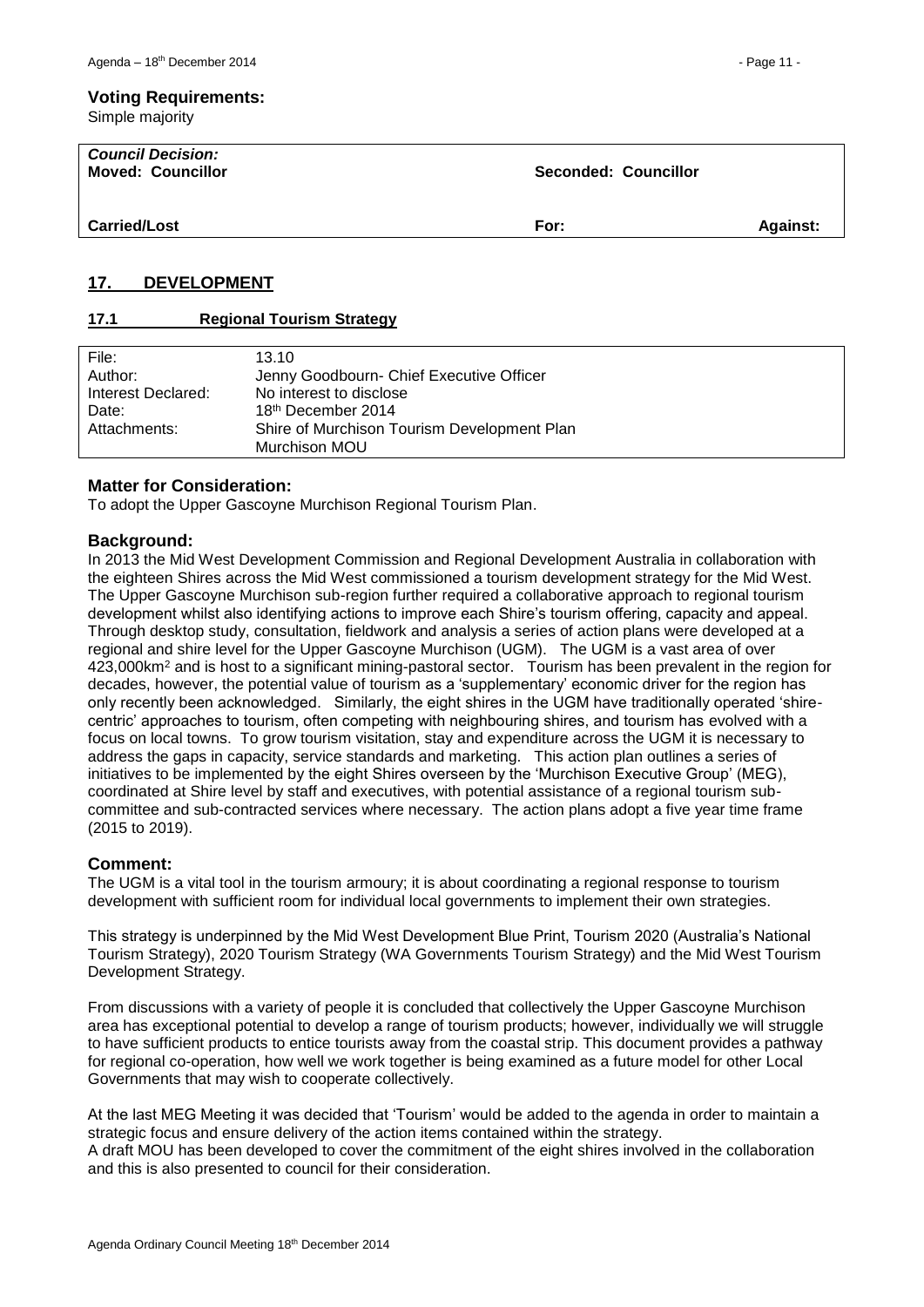**Voting Requirements:**
Simple majority

| *Council Decision:* **Moved: Councillor** | **Seconded: Councillor** | |
|---|---|---|
| **Carried/Lost** | **For:** | **Against:** |

## 17. DEVELOPMENT

### 17.1 Regional Tourism Strategy

| | |
|---|---|
| File: | 13.10 |
| Author: | Jenny Goodbourn- Chief Executive Officer |
| Interest Declared: | No interest to disclose |
| Date: | 18th December 2014 |
| Attachments: | Shire of Murchison Tourism Development Plan<br>Murchison MOU |

### Matter for Consideration:

To adopt the Upper Gascoyne Murchison Regional Tourism Plan.

### Background:

In 2013 the Mid West Development Commission and Regional Development Australia in collaboration with the eighteen Shires across the Mid West commissioned a tourism development strategy for the Mid West. The Upper Gascoyne Murchison sub-region further required a collaborative approach to regional tourism development whilst also identifying actions to improve each Shire's tourism offering, capacity and appeal. Through desktop study, consultation, fieldwork and analysis a series of action plans were developed at a regional and shire level for the Upper Gascoyne Murchison (UGM). The UGM is a vast area of over 423,000km$^2$ and is host to a significant mining-pastoral sector. Tourism has been prevalent in the region for decades, however, the potential value of tourism as a 'supplementary' economic driver for the region has only recently been acknowledged. Similarly, the eight shires in the UGM have traditionally operated 'shire-centric' approaches to tourism, often competing with neighbouring shires, and tourism has evolved with a focus on local towns. To grow tourism visitation, stay and expenditure across the UGM it is necessary to address the gaps in capacity, service standards and marketing. This action plan outlines a series of initiatives to be implemented by the eight Shires overseen by the 'Murchison Executive Group' (MEG), coordinated at Shire level by staff and executives, with potential assistance of a regional tourism sub-committee and sub-contracted services where necessary. The action plans adopt a five year time frame (2015 to 2019).

### Comment:

The UGM is a vital tool in the tourism armoury; it is about coordinating a regional response to tourism development with sufficient room for individual local governments to implement their own strategies.

This strategy is underpinned by the Mid West Development Blue Print, Tourism 2020 (Australia's National Tourism Strategy), 2020 Tourism Strategy (WA Governments Tourism Strategy) and the Mid West Tourism Development Strategy.

From discussions with a variety of people it is concluded that collectively the Upper Gascoyne Murchison area has exceptional potential to develop a range of tourism products; however, individually we will struggle to have sufficient products to entice tourists away from the coastal strip. This document provides a pathway for regional co-operation, how well we work together is being examined as a future model for other Local Governments that may wish to cooperate collectively.

At the last MEG Meeting it was decided that 'Tourism' would be added to the agenda in order to maintain a strategic focus and ensure delivery of the action items contained within the strategy.
A draft MOU has been developed to cover the commitment of the eight shires involved in the collaboration and this is also presented to council for their consideration.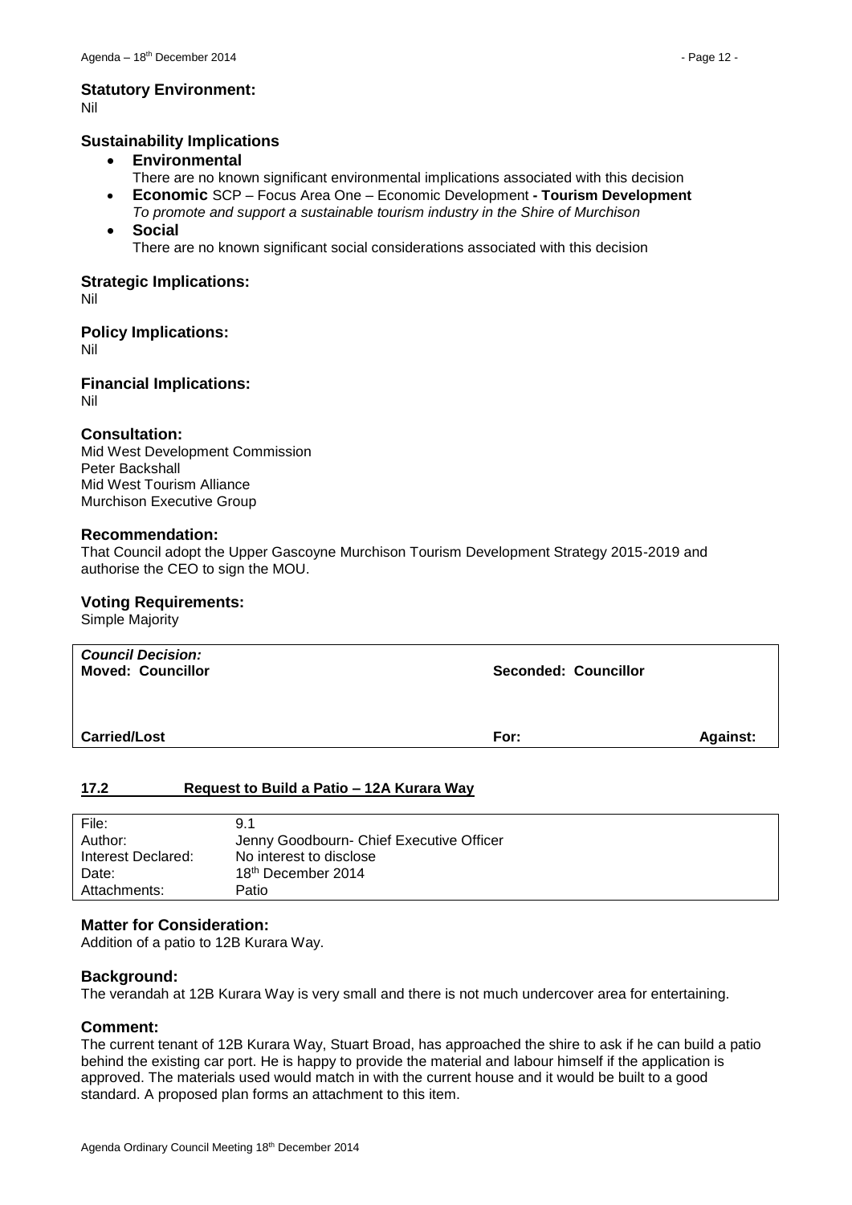### Statutory Environment:

Nil

### Sustainability Implications

- **Environmental**
  There are no known significant environmental implications associated with this decision
- **Economic** SCP – Focus Area One – Economic Development **- Tourism Development**
  *To promote and support a sustainable tourism industry in the Shire of Murchison*
- **Social**
  There are no known significant social considerations associated with this decision

### Strategic Implications:

Nil

### Policy Implications:

Nil

### Financial Implications:

Nil

### Consultation:

Mid West Development Commission
Peter Backshall
Mid West Tourism Alliance
Murchison Executive Group

### Recommendation:

That Council adopt the Upper Gascoyne Murchison Tourism Development Strategy 2015-2019 and authorise the CEO to sign the MOU.

### Voting Requirements:

Simple Majority

| ***Council Decision:*** **Moved: Councillor** | **Seconded: Councillor** | |
|---|---|---|
| **Carried/Lost** | **For:** | **Against:** |

## 17.2 Request to Build a Patio – 12A Kurara Way

| | |
|---|---|
| File: | 9.1 |
| Author: | Jenny Goodbourn- Chief Executive Officer |
| Interest Declared: | No interest to disclose |
| Date: | 18th December 2014 |
| Attachments: | Patio |

### Matter for Consideration:

Addition of a patio to 12B Kurara Way.

### Background:

The verandah at 12B Kurara Way is very small and there is not much undercover area for entertaining.

### Comment:

The current tenant of 12B Kurara Way, Stuart Broad, has approached the shire to ask if he can build a patio behind the existing car port. He is happy to provide the material and labour himself if the application is approved. The materials used would match in with the current house and it would be built to a good standard. A proposed plan forms an attachment to this item.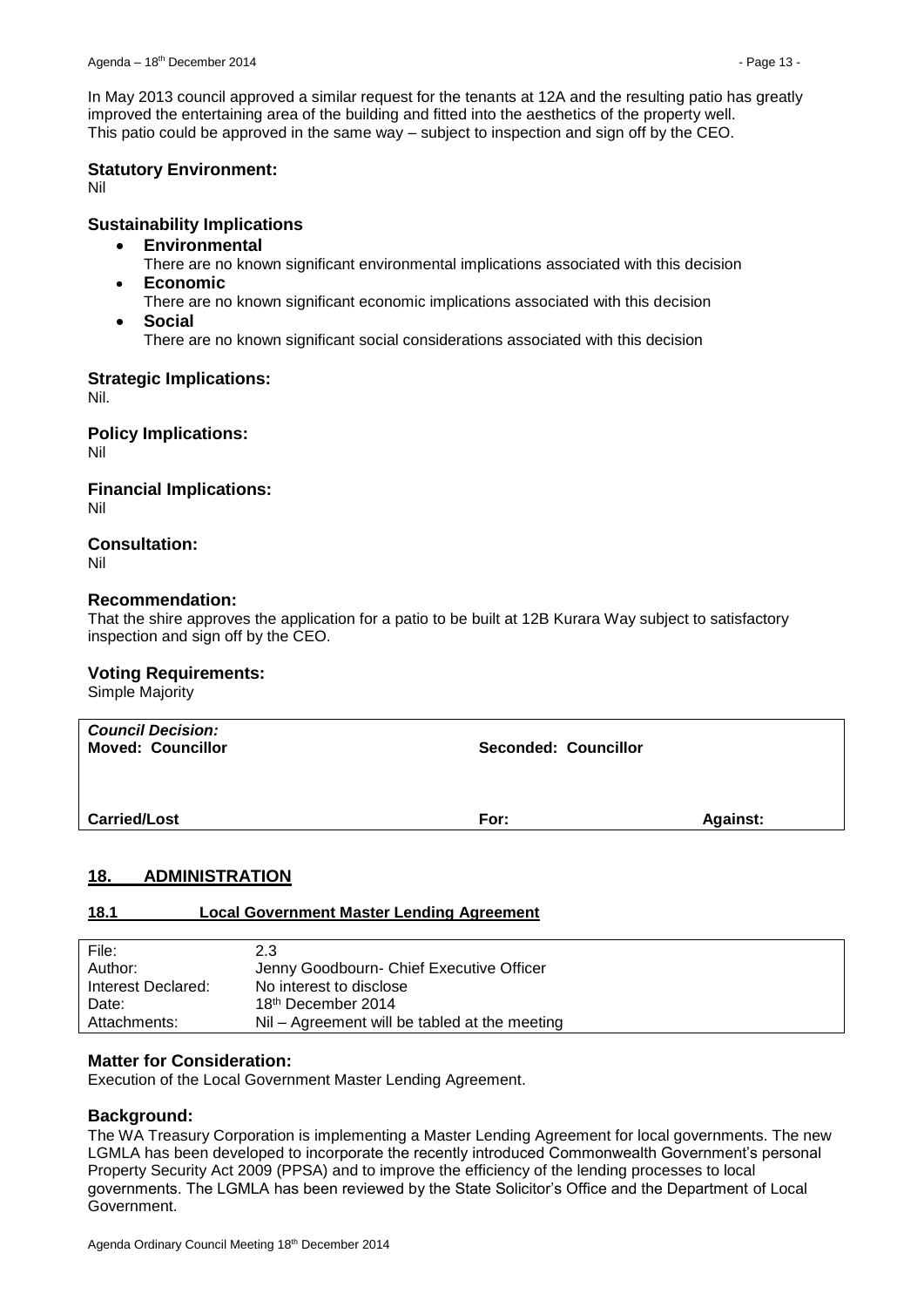In May 2013 council approved a similar request for the tenants at 12A and the resulting patio has greatly improved the entertaining area of the building and fitted into the aesthetics of the property well. This patio could be approved in the same way – subject to inspection and sign off by the CEO.

### Statutory Environment:

Nil

### Sustainability Implications

- **Environmental**
  There are no known significant environmental implications associated with this decision
- **Economic**
  There are no known significant economic implications associated with this decision
- **Social**
  There are no known significant social considerations associated with this decision

### Strategic Implications:

Nil.

### Policy Implications:

Nil

### Financial Implications:

Nil

### Consultation:

Nil

### Recommendation:

That the shire approves the application for a patio to be built at 12B Kurara Way subject to satisfactory inspection and sign off by the CEO.

### Voting Requirements:

Simple Majority

| ***Council Decision:*** **Moved: Councillor** | **Seconded: Councillor** | |
|---|---|---|
| **Carried/Lost** | **For:** | **Against:** |

## 18. ADMINISTRATION

### 18.1 Local Government Master Lending Agreement

| | |
|---|---|
| File: | 2.3 |
| Author: | Jenny Goodbourn- Chief Executive Officer |
| Interest Declared: | No interest to disclose |
| Date: | 18th December 2014 |
| Attachments: | Nil – Agreement will be tabled at the meeting |

### Matter for Consideration:

Execution of the Local Government Master Lending Agreement.

### Background:

The WA Treasury Corporation is implementing a Master Lending Agreement for local governments. The new LGMLA has been developed to incorporate the recently introduced Commonwealth Government's personal Property Security Act 2009 (PPSA) and to improve the efficiency of the lending processes to local governments. The LGMLA has been reviewed by the State Solicitor's Office and the Department of Local Government.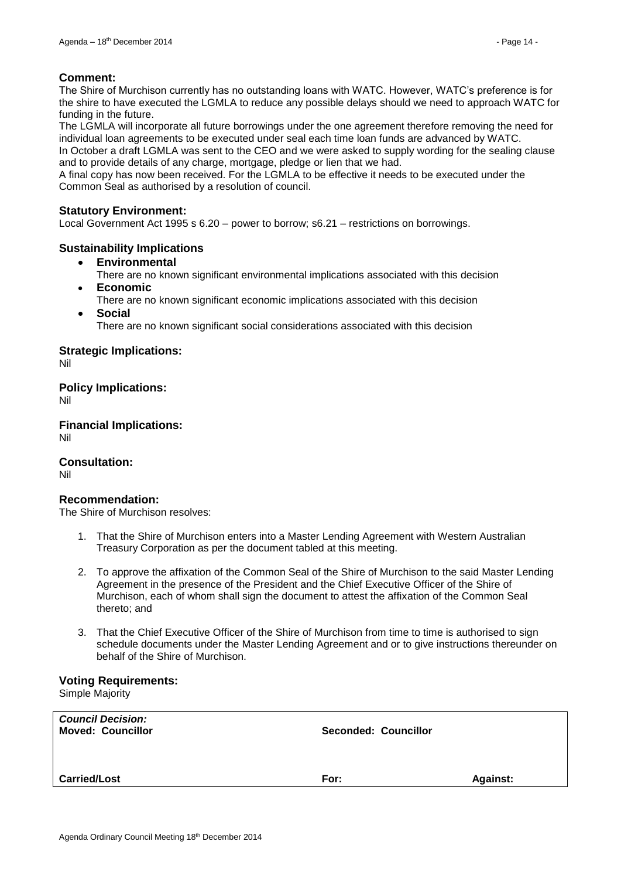**Comment:**

The Shire of Murchison currently has no outstanding loans with WATC. However, WATC's preference is for the shire to have executed the LGMLA to reduce any possible delays should we need to approach WATC for funding in the future.

The LGMLA will incorporate all future borrowings under the one agreement therefore removing the need for individual loan agreements to be executed under seal each time loan funds are advanced by WATC.

In October a draft LGMLA was sent to the CEO and we were asked to supply wording for the sealing clause and to provide details of any charge, mortgage, pledge or lien that we had.

A final copy has now been received. For the LGMLA to be effective it needs to be executed under the Common Seal as authorised by a resolution of council.

**Statutory Environment:**

Local Government Act 1995 s 6.20 – power to borrow; s6.21 – restrictions on borrowings.

**Sustainability Implications**

- **Environmental**
  There are no known significant environmental implications associated with this decision
- **Economic**
  There are no known significant economic implications associated with this decision
- **Social**
  There are no known significant social considerations associated with this decision

**Strategic Implications:**

Nil

**Policy Implications:**

Nil

**Financial Implications:**

Nil

**Consultation:**

Nil

**Recommendation:**

The Shire of Murchison resolves:

1. That the Shire of Murchison enters into a Master Lending Agreement with Western Australian Treasury Corporation as per the document tabled at this meeting.

2. To approve the affixation of the Common Seal of the Shire of Murchison to the said Master Lending Agreement in the presence of the President and the Chief Executive Officer of the Shire of Murchison, each of whom shall sign the document to attest the affixation of the Common Seal thereto; and

3. That the Chief Executive Officer of the Shire of Murchison from time to time is authorised to sign schedule documents under the Master Lending Agreement and or to give instructions thereunder on behalf of the Shire of Murchison.

**Voting Requirements:**

Simple Majority

| ***Council Decision:*** **Moved: Councillor** | **Seconded: Councillor** | |
|---|---|---|
| **Carried/Lost** | **For:** | **Against:** |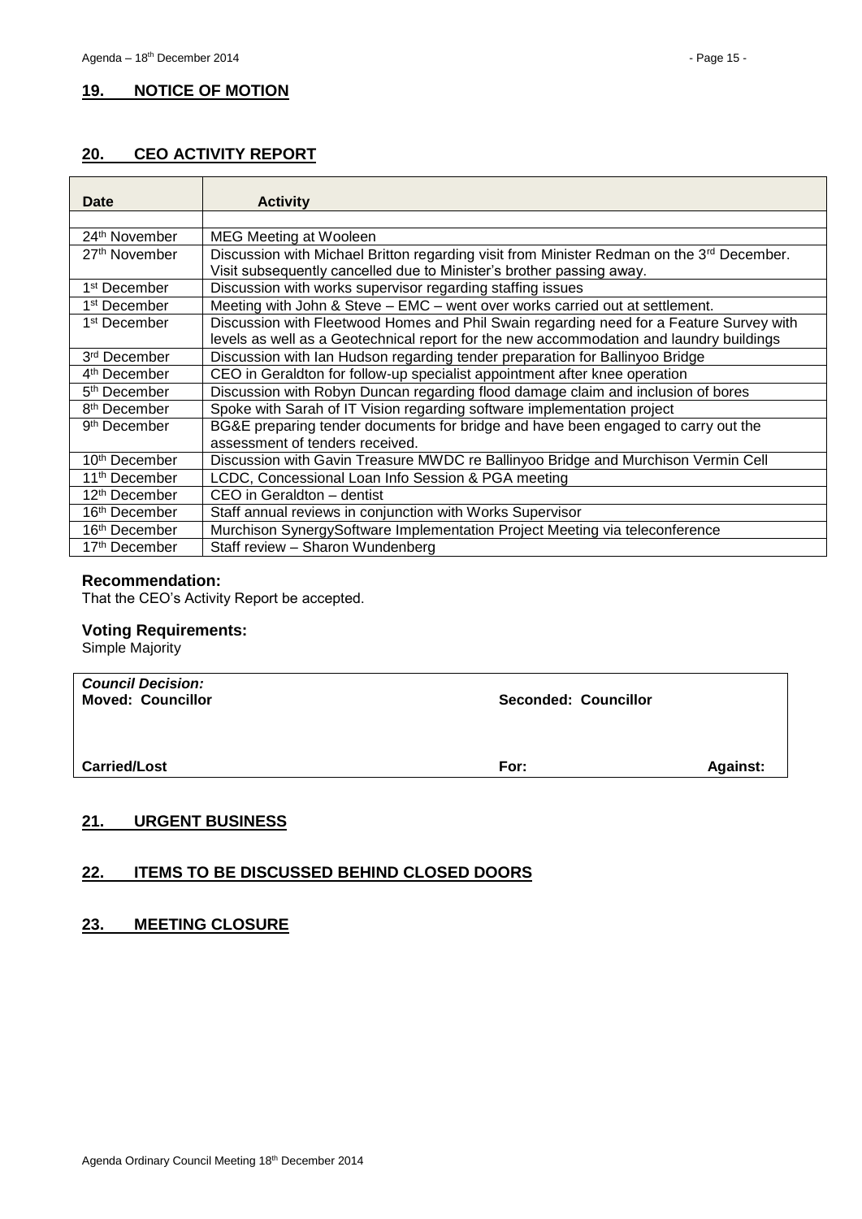## 19. NOTICE OF MOTION

## 20. CEO ACTIVITY REPORT

| Date | Activity |
|---|---|
| | |
| 24th November | MEG Meeting at Wooleen |
| 27th November | Discussion with Michael Britton regarding visit from Minister Redman on the 3rd December. Visit subsequently cancelled due to Minister's brother passing away. |
| 1st December | Discussion with works supervisor regarding staffing issues |
| 1st December | Meeting with John & Steve – EMC – went over works carried out at settlement. |
| 1st December | Discussion with Fleetwood Homes and Phil Swain regarding need for a Feature Survey with levels as well as a Geotechnical report for the new accommodation and laundry buildings |
| 3rd December | Discussion with Ian Hudson regarding tender preparation for Ballinyoo Bridge |
| 4th December | CEO in Geraldton for follow-up specialist appointment after knee operation |
| 5th December | Discussion with Robyn Duncan regarding flood damage claim and inclusion of bores |
| 8th December | Spoke with Sarah of IT Vision regarding software implementation project |
| 9th December | BG&E preparing tender documents for bridge and have been engaged to carry out the assessment of tenders received. |
| 10th December | Discussion with Gavin Treasure MWDC re Ballinyoo Bridge and Murchison Vermin Cell |
| 11th December | LCDC, Concessional Loan Info Session & PGA meeting |
| 12th December | CEO in Geraldton – dentist |
| 16th December | Staff annual reviews in conjunction with Works Supervisor |
| 16th December | Murchison SynergySoftware Implementation Project Meeting via teleconference |
| 17th December | Staff review – Sharon Wundenberg |

### Recommendation:

That the CEO's Activity Report be accepted.

### Voting Requirements:

Simple Majority

| | | |
|---|---|---|
| ***Council Decision:*** **Moved: Councillor** | **Seconded: Councillor** | |
| **Carried/Lost** | **For:** | **Against:** |

## 21. URGENT BUSINESS

## 22. ITEMS TO BE DISCUSSED BEHIND CLOSED DOORS

## 23. MEETING CLOSURE